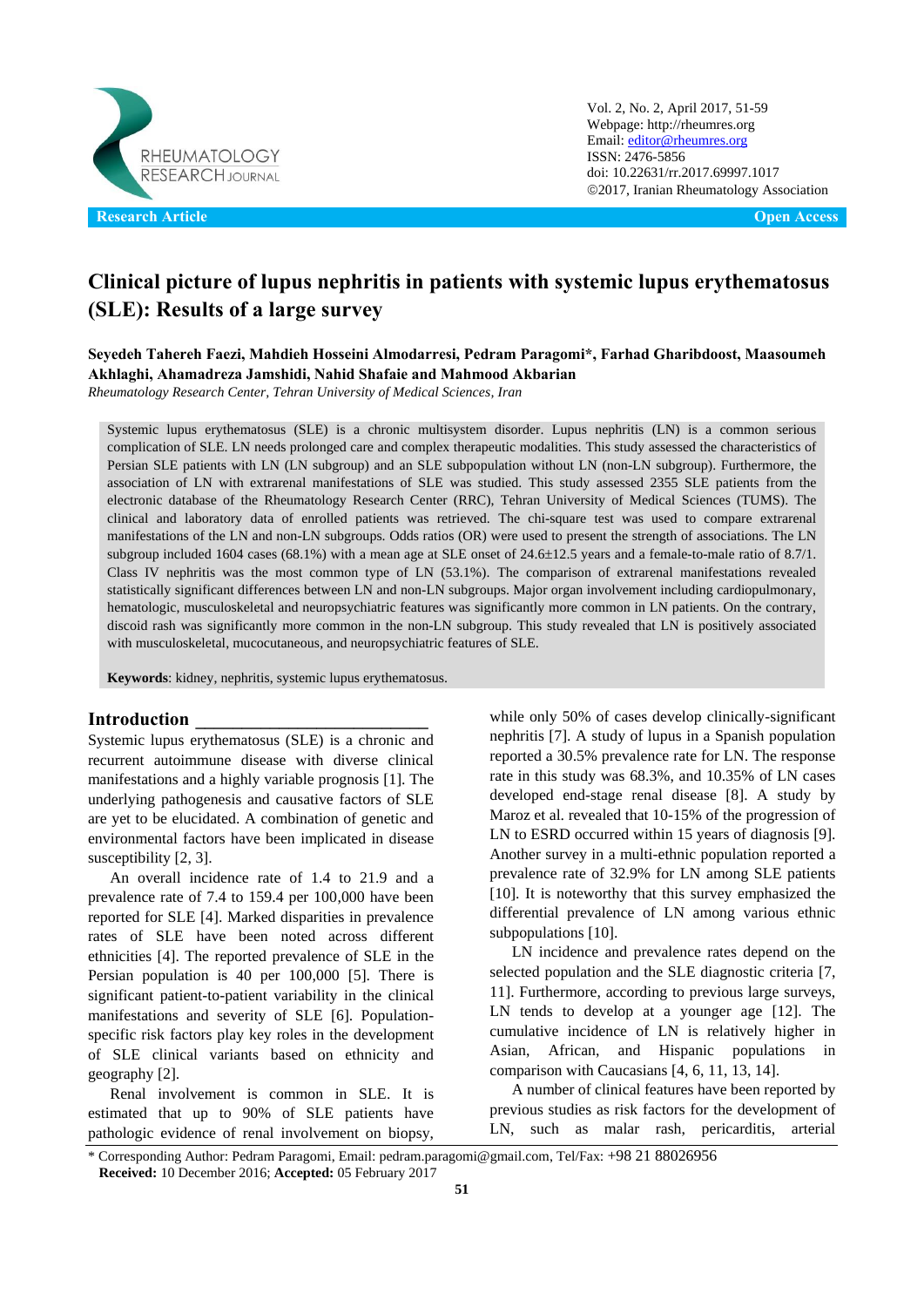Research Article

Open Access

# Clinical picture of lupus nephritis in patients with systemic lupus erythematosus (SLE): Results of a large survey

**Seyedeh Tahereh Faezi, Mahdieh Hosseini Almodarresi, Pedram Paragomi\*, Farhad Gharibdoost, Maasoumeh Akhlaghi, Ahamadreza Jamshidi, Nahid Shafaie and Mahmood Akbarian**

*Rheumatology Research Center, Tehran University of Medical Sciences, Iran*

Systemic lupus erythematosus (SLE) is a chronic multisystem disorder. Lupus nephritis (LN) is a common serious complication of SLE. LN needs prolonged care and complex therapeutic modalities. This study assessed the characteristics of Persian SLE patients with LN (LN subgroup) and an SLE subpopulation without LN (non-LN subgroup). Furthermore, the association of LN with extrarenal manifestations of SLE was studied. This study assessed 2355 SLE patients from the electronic database of the Rheumatology Research Center (RRC), Tehran University of Medical Sciences (TUMS). The clinical and laboratory data of enrolled patients was retrieved. The chi-square test was used to compare extrarenal manifestations of the LN and non-LN subgroups. Odds ratios (OR) were used to present the strength of associations. The LN subgroup included 1604 cases (68.1%) with a mean age at SLE onset of 24.6±12.5 years and a female-to-male ratio of 8.7/1. Class IV nephritis was the most common type of LN (53.1%). The comparison of extrarenal manifestations revealed statistically significant differences between LN and non-LN subgroups. Major organ involvement including cardiopulmonary, hematologic, musculoskeletal and neuropsychiatric features was significantly more common in LN patients. On the contrary, discoid rash was significantly more common in the non-LN subgroup. This study revealed that LN is positively associated with musculoskeletal, mucocutaneous, and neuropsychiatric features of SLE.

**Keywords**: kidney, nephritis, systemic lupus erythematosus.

## Introduction

Systemic lupus erythematosus (SLE) is a chronic and recurrent autoimmune disease with diverse clinical manifestations and a highly variable prognosis [1]. The underlying pathogenesis and causative factors of SLE are yet to be elucidated. A combination of genetic and environmental factors have been implicated in disease susceptibility [2, 3].

An overall incidence rate of 1.4 to 21.9 and a prevalence rate of 7.4 to 159.4 per 100,000 have been reported for SLE [4]. Marked disparities in prevalence rates of SLE have been noted across different ethnicities [4]. The reported prevalence of SLE in the Persian population is 40 per 100,000 [5]. There is significant patient-to-patient variability in the clinical manifestations and severity of SLE [6]. Population-specific risk factors play key roles in the development of SLE clinical variants based on ethnicity and geography [2].

Renal involvement is common in SLE. It is estimated that up to 90% of SLE patients have pathologic evidence of renal involvement on biopsy, while only 50% of cases develop clinically-significant nephritis [7]. A study of lupus in a Spanish population reported a 30.5% prevalence rate for LN. The response rate in this study was 68.3%, and 10.35% of LN cases developed end-stage renal disease [8]. A study by Maroz et al. revealed that 10-15% of the progression of LN to ESRD occurred within 15 years of diagnosis [9]. Another survey in a multi-ethnic population reported a prevalence rate of 32.9% for LN among SLE patients [10]. It is noteworthy that this survey emphasized the differential prevalence of LN among various ethnic subpopulations [10].

LN incidence and prevalence rates depend on the selected population and the SLE diagnostic criteria [7, 11]. Furthermore, according to previous large surveys, LN tends to develop at a younger age [12]. The cumulative incidence of LN is relatively higher in Asian, African, and Hispanic populations in comparison with Caucasians [4, 6, 11, 13, 14].

A number of clinical features have been reported by previous studies as risk factors for the development of LN, such as malar rash, pericarditis, arterial

\* Corresponding Author: Pedram Paragomi, Email: pedram.paragomi@gmail.com, Tel/Fax: +98 21 88026956
**Received:** 10 December 2016; **Accepted:** 05 February 2017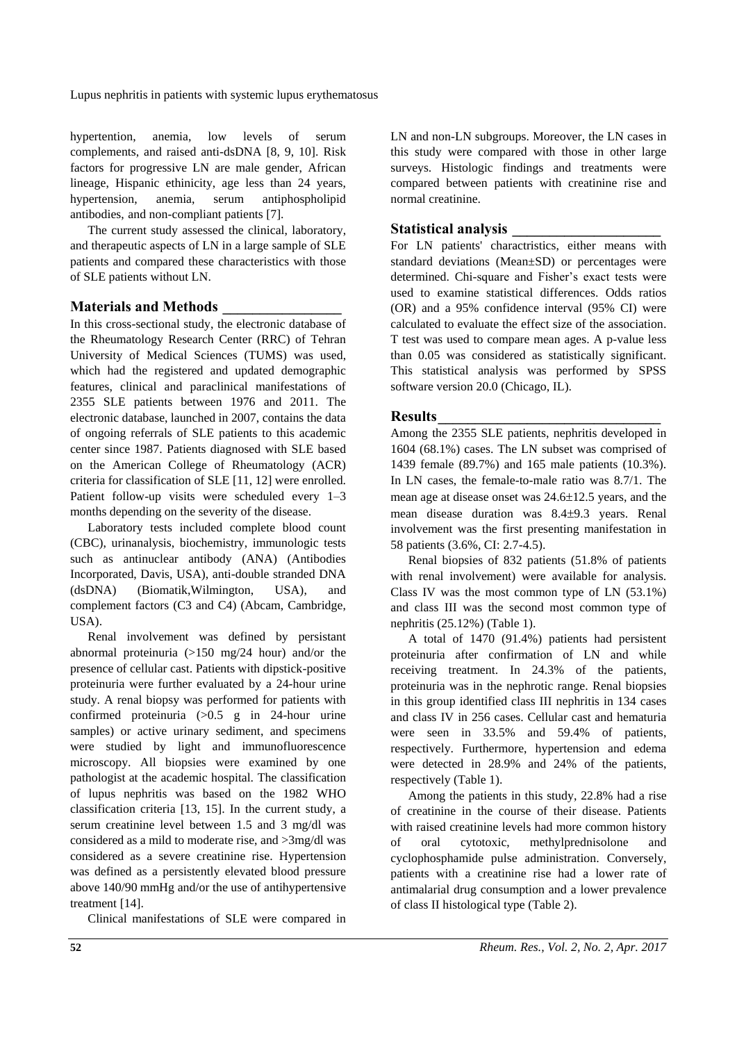hypertention, anemia, low levels of serum complements, and raised anti-dsDNA [8, 9, 10]. Risk factors for progressive LN are male gender, African lineage, Hispanic ethinicity, age less than 24 years, hypertension, anemia, serum antiphospholipid antibodies, and non-compliant patients [7].

The current study assessed the clinical, laboratory, and therapeutic aspects of LN in a large sample of SLE patients and compared these characteristics with those of SLE patients without LN.

## Materials and Methods

In this cross-sectional study, the electronic database of the Rheumatology Research Center (RRC) of Tehran University of Medical Sciences (TUMS) was used, which had the registered and updated demographic features, clinical and paraclinical manifestations of 2355 SLE patients between 1976 and 2011. The electronic database, launched in 2007, contains the data of ongoing referrals of SLE patients to this academic center since 1987. Patients diagnosed with SLE based on the American College of Rheumatology (ACR) criteria for classification of SLE [11, 12] were enrolled. Patient follow-up visits were scheduled every 1–3 months depending on the severity of the disease.

Laboratory tests included complete blood count (CBC), urinanalysis, biochemistry, immunologic tests such as antinuclear antibody (ANA) (Antibodies Incorporated, Davis, USA), anti-double stranded DNA (dsDNA) (Biomatik,Wilmington, USA), and complement factors (C3 and C4) (Abcam, Cambridge, USA).

Renal involvement was defined by persistant abnormal proteinuria (>150 mg/24 hour) and/or the presence of cellular cast. Patients with dipstick-positive proteinuria were further evaluated by a 24-hour urine study. A renal biopsy was performed for patients with confirmed proteinuria (>0.5 g in 24-hour urine samples) or active urinary sediment, and specimens were studied by light and immunofluorescence microscopy. All biopsies were examined by one pathologist at the academic hospital. The classification of lupus nephritis was based on the 1982 WHO classification criteria [13, 15]. In the current study, a serum creatinine level between 1.5 and 3 mg/dl was considered as a mild to moderate rise, and >3mg/dl was considered as a severe creatinine rise. Hypertension was defined as a persistently elevated blood pressure above 140/90 mmHg and/or the use of antihypertensive treatment [14].

Clinical manifestations of SLE were compared in LN and non-LN subgroups. Moreover, the LN cases in this study were compared with those in other large surveys. Histologic findings and treatments were compared between patients with creatinine rise and normal creatinine.

## Statistical analysis

For LN patients' charactristics, either means with standard deviations (Mean±SD) or percentages were determined. Chi-square and Fisher's exact tests were used to examine statistical differences. Odds ratios (OR) and a 95% confidence interval (95% CI) were calculated to evaluate the effect size of the association. T test was used to compare mean ages. A p-value less than 0.05 was considered as statistically significant. This statistical analysis was performed by SPSS software version 20.0 (Chicago, IL).

## Results

Among the 2355 SLE patients, nephritis developed in 1604 (68.1%) cases. The LN subset was comprised of 1439 female (89.7%) and 165 male patients (10.3%). In LN cases, the female-to-male ratio was 8.7/1. The mean age at disease onset was 24.6±12.5 years, and the mean disease duration was 8.4±9.3 years. Renal involvement was the first presenting manifestation in 58 patients (3.6%, CI: 2.7-4.5).

Renal biopsies of 832 patients (51.8% of patients with renal involvement) were available for analysis. Class IV was the most common type of LN (53.1%) and class III was the second most common type of nephritis (25.12%) (Table 1).

A total of 1470 (91.4%) patients had persistent proteinuria after confirmation of LN and while receiving treatment. In 24.3% of the patients, proteinuria was in the nephrotic range. Renal biopsies in this group identified class III nephritis in 134 cases and class IV in 256 cases. Cellular cast and hematuria were seen in 33.5% and 59.4% of patients, respectively. Furthermore, hypertension and edema were detected in 28.9% and 24% of the patients, respectively (Table 1).

Among the patients in this study, 22.8% had a rise of creatinine in the course of their disease. Patients with raised creatinine levels had more common history of oral cytotoxic, methylprednisolone and cyclophosphamide pulse administration. Conversely, patients with a creatinine rise had a lower rate of antimalarial drug consumption and a lower prevalence of class II histological type (Table 2).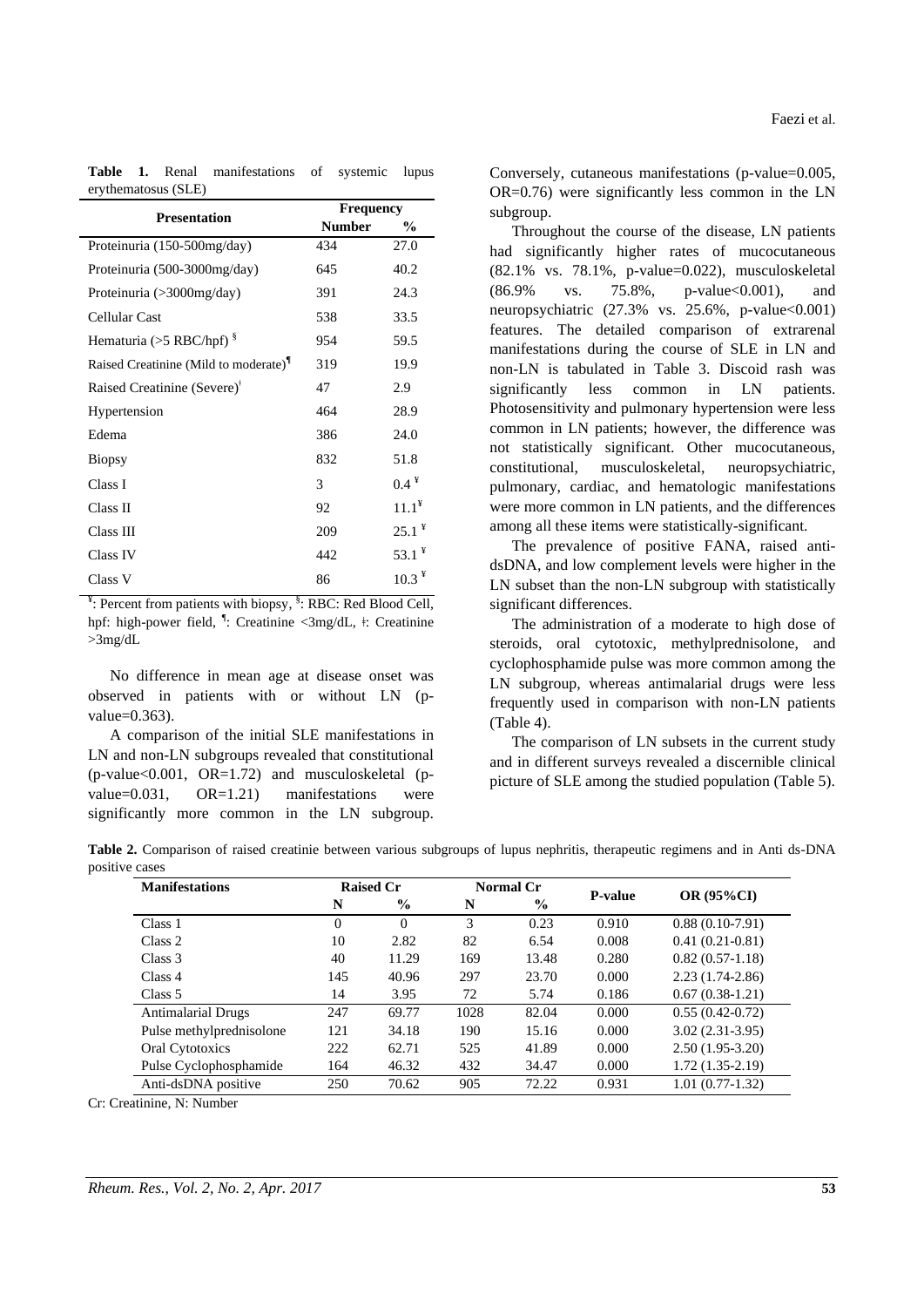**Table 1.** Renal manifestations of systemic lupus erythematosus (SLE)

| Presentation | Frequency | |
|---|---|---|
| | Number | % |
| Proteinuria (150-500mg/day) | 434 | 27.0 |
| Proteinuria (500-3000mg/day) | 645 | 40.2 |
| Proteinuria (>3000mg/day) | 391 | 24.3 |
| Cellular Cast | 538 | 33.5 |
| Hematuria (>5 RBC/hpf) [§] | 954 | 59.5 |
| Raised Creatinine (Mild to moderate)[¶] | 319 | 19.9 |
| Raised Creatinine (Severe)[ǂ] | 47 | 2.9 |
| Hypertension | 464 | 28.9 |
| Edema | 386 | 24.0 |
| Biopsy | 832 | 51.8 |
| Class I | 3 | 0.4 [¥] |
| Class II | 92 | 11.1[¥] |
| Class III | 209 | 25.1 [¥] |
| Class IV | 442 | 53.1 [¥] |
| Class V | 86 | 10.3 [¥] |

[¥]: Percent from patients with biopsy, [§]: RBC: Red Blood Cell, hpf: high-power field, [¶]: Creatinine <3mg/dL, ǂ: Creatinine >3mg/dL

No difference in mean age at disease onset was observed in patients with or without LN (p-value=0.363).

A comparison of the initial SLE manifestations in LN and non-LN subgroups revealed that constitutional (p-value<0.001, OR=1.72) and musculoskeletal (p-value=0.031, OR=1.21) manifestations were significantly more common in the LN subgroup. Conversely, cutaneous manifestations (p-value=0.005, OR=0.76) were significantly less common in the LN subgroup.

Throughout the course of the disease, LN patients had significantly higher rates of mucocutaneous (82.1% vs. 78.1%, p-value=0.022), musculoskeletal (86.9% vs. 75.8%, p-value<0.001), and neuropsychiatric (27.3% vs. 25.6%, p-value<0.001) features. The detailed comparison of extrarenal manifestations during the course of SLE in LN and non-LN is tabulated in Table 3. Discoid rash was significantly less common in LN patients. Photosensitivity and pulmonary hypertension were less common in LN patients; however, the difference was not statistically significant. Other mucocutaneous, constitutional, musculoskeletal, neuropsychiatric, pulmonary, cardiac, and hematologic manifestations were more common in LN patients, and the differences among all these items were statistically-significant.

The prevalence of positive FANA, raised anti-dsDNA, and low complement levels were higher in the LN subset than the non-LN subgroup with statistically significant differences.

The administration of a moderate to high dose of steroids, oral cytotoxic, methylprednisolone, and cyclophosphamide pulse was more common among the LN subgroup, whereas antimalarial drugs were less frequently used in comparison with non-LN patients (Table 4).

The comparison of LN subsets in the current study and in different surveys revealed a discernible clinical picture of SLE among the studied population (Table 5).

**Table 2.** Comparison of raised creatinie between various subgroups of lupus nephritis, therapeutic regimens and in Anti ds-DNA positive cases

| Manifestations | Raised Cr | | Normal Cr | | P-value | OR (95%CI) |
|---|---|---|---|---|---|---|
| | N | % | N | % | | |
| Class 1 | 0 | 0 | 3 | 0.23 | 0.910 | 0.88 (0.10-7.91) |
| Class 2 | 10 | 2.82 | 82 | 6.54 | 0.008 | 0.41 (0.21-0.81) |
| Class 3 | 40 | 11.29 | 169 | 13.48 | 0.280 | 0.82 (0.57-1.18) |
| Class 4 | 145 | 40.96 | 297 | 23.70 | 0.000 | 2.23 (1.74-2.86) |
| Class 5 | 14 | 3.95 | 72 | 5.74 | 0.186 | 0.67 (0.38-1.21) |
| Antimalarial Drugs | 247 | 69.77 | 1028 | 82.04 | 0.000 | 0.55 (0.42-0.72) |
| Pulse methylprednisolone | 121 | 34.18 | 190 | 15.16 | 0.000 | 3.02 (2.31-3.95) |
| Oral Cytotoxics | 222 | 62.71 | 525 | 41.89 | 0.000 | 2.50 (1.95-3.20) |
| Pulse Cyclophosphamide | 164 | 46.32 | 432 | 34.47 | 0.000 | 1.72 (1.35-2.19) |
| Anti-dsDNA positive | 250 | 70.62 | 905 | 72.22 | 0.931 | 1.01 (0.77-1.32) |

Cr: Creatinine, N: Number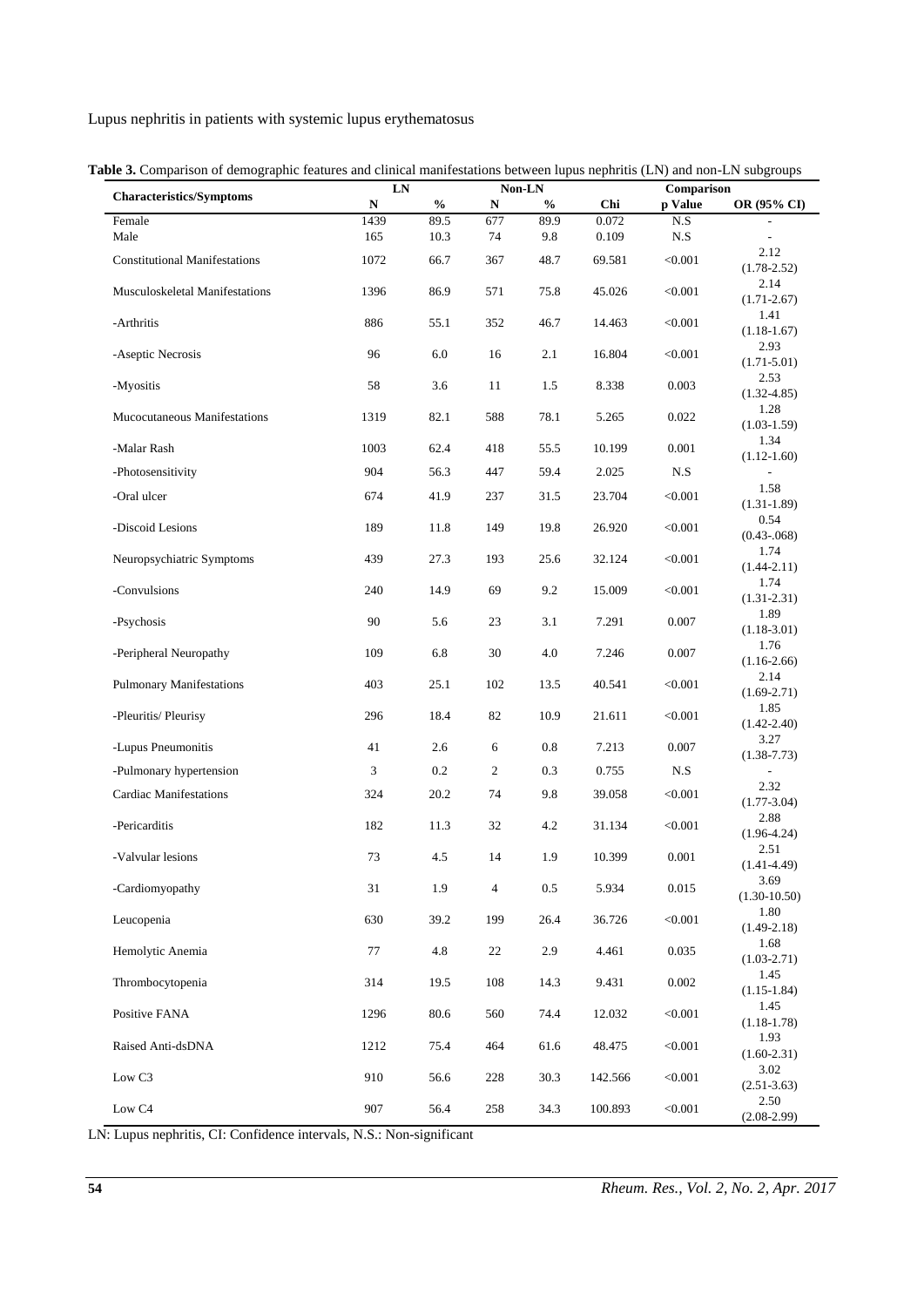**Table 3.** Comparison of demographic features and clinical manifestations between lupus nephritis (LN) and non-LN subgroups

| Characteristics/Symptoms | LN | | Non-LN | | Comparison | | |
|---|---|---|---|---|---|---|---|
| | N | % | N | % | Chi | p Value | OR (95% CI) |
| Female | 1439 | 89.5 | 677 | 89.9 | 0.072 | N.S | - |
| Male | 165 | 10.3 | 74 | 9.8 | 0.109 | N.S | - |
| Constitutional Manifestations | 1072 | 66.7 | 367 | 48.7 | 69.581 | <0.001 | 2.12 (1.78-2.52) |
| Musculoskeletal Manifestations | 1396 | 86.9 | 571 | 75.8 | 45.026 | <0.001 | 2.14 (1.71-2.67) |
| -Arthritis | 886 | 55.1 | 352 | 46.7 | 14.463 | <0.001 | 1.41 (1.18-1.67) |
| -Aseptic Necrosis | 96 | 6.0 | 16 | 2.1 | 16.804 | <0.001 | 2.93 (1.71-5.01) |
| -Myositis | 58 | 3.6 | 11 | 1.5 | 8.338 | 0.003 | 2.53 (1.32-4.85) |
| Mucocutaneous Manifestations | 1319 | 82.1 | 588 | 78.1 | 5.265 | 0.022 | 1.28 (1.03-1.59) |
| -Malar Rash | 1003 | 62.4 | 418 | 55.5 | 10.199 | 0.001 | 1.34 (1.12-1.60) |
| -Photosensitivity | 904 | 56.3 | 447 | 59.4 | 2.025 | N.S | - |
| -Oral ulcer | 674 | 41.9 | 237 | 31.5 | 23.704 | <0.001 | 1.58 (1.31-1.89) |
| -Discoid Lesions | 189 | 11.8 | 149 | 19.8 | 26.920 | <0.001 | 0.54 (0.43-.068) |
| Neuropsychiatric Symptoms | 439 | 27.3 | 193 | 25.6 | 32.124 | <0.001 | 1.74 (1.44-2.11) |
| -Convulsions | 240 | 14.9 | 69 | 9.2 | 15.009 | <0.001 | 1.74 (1.31-2.31) |
| -Psychosis | 90 | 5.6 | 23 | 3.1 | 7.291 | 0.007 | 1.89 (1.18-3.01) |
| -Peripheral Neuropathy | 109 | 6.8 | 30 | 4.0 | 7.246 | 0.007 | 1.76 (1.16-2.66) |
| Pulmonary Manifestations | 403 | 25.1 | 102 | 13.5 | 40.541 | <0.001 | 2.14 (1.69-2.71) |
| -Pleuritis/ Pleurisy | 296 | 18.4 | 82 | 10.9 | 21.611 | <0.001 | 1.85 (1.42-2.40) |
| -Lupus Pneumonitis | 41 | 2.6 | 6 | 0.8 | 7.213 | 0.007 | 3.27 (1.38-7.73) |
| -Pulmonary hypertension | 3 | 0.2 | 2 | 0.3 | 0.755 | N.S | - |
| Cardiac Manifestations | 324 | 20.2 | 74 | 9.8 | 39.058 | <0.001 | 2.32 (1.77-3.04) |
| -Pericarditis | 182 | 11.3 | 32 | 4.2 | 31.134 | <0.001 | 2.88 (1.96-4.24) |
| -Valvular lesions | 73 | 4.5 | 14 | 1.9 | 10.399 | 0.001 | 2.51 (1.41-4.49) |
| -Cardiomyopathy | 31 | 1.9 | 4 | 0.5 | 5.934 | 0.015 | 3.69 (1.30-10.50) |
| Leucopenia | 630 | 39.2 | 199 | 26.4 | 36.726 | <0.001 | 1.80 (1.49-2.18) |
| Hemolytic Anemia | 77 | 4.8 | 22 | 2.9 | 4.461 | 0.035 | 1.68 (1.03-2.71) |
| Thrombocytopenia | 314 | 19.5 | 108 | 14.3 | 9.431 | 0.002 | 1.45 (1.15-1.84) |
| Positive FANA | 1296 | 80.6 | 560 | 74.4 | 12.032 | <0.001 | 1.45 (1.18-1.78) |
| Raised Anti-dsDNA | 1212 | 75.4 | 464 | 61.6 | 48.475 | <0.001 | 1.93 (1.60-2.31) |
| Low C3 | 910 | 56.6 | 228 | 30.3 | 142.566 | <0.001 | 3.02 (2.51-3.63) |
| Low C4 | 907 | 56.4 | 258 | 34.3 | 100.893 | <0.001 | 2.50 (2.08-2.99) |

LN: Lupus nephritis, CI: Confidence intervals, N.S.: Non-significant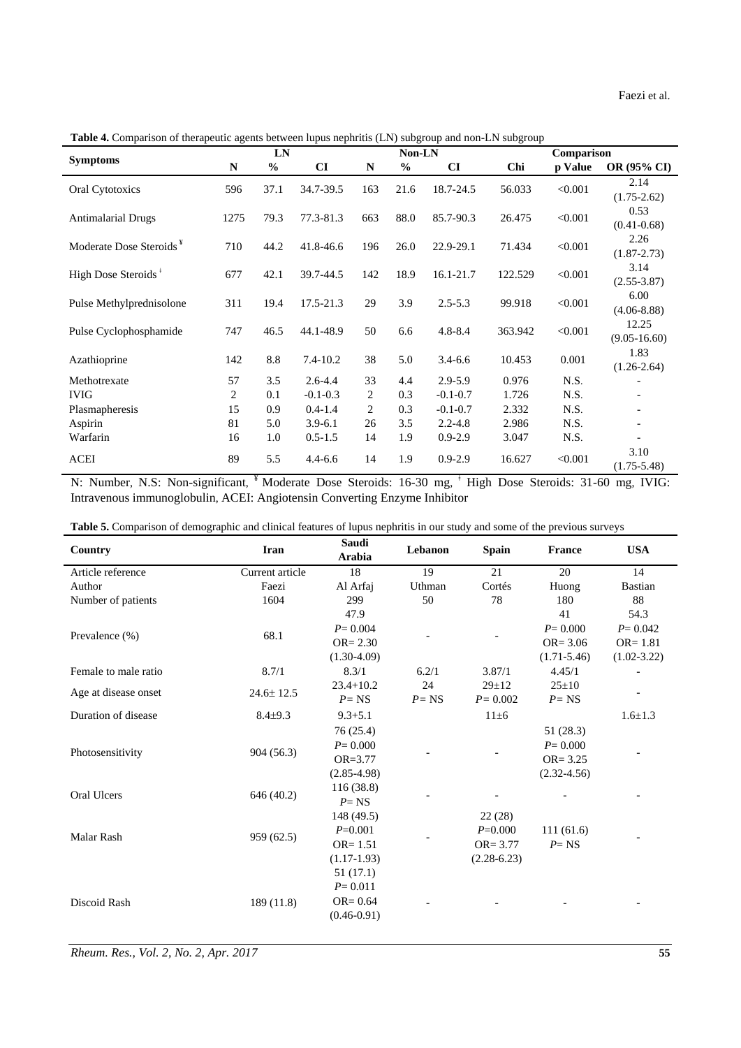**Table 4.** Comparison of therapeutic agents between lupus nephritis (LN) subgroup and non-LN subgroup

| Symptoms | LN | | | Non-LN | | | Comparison | | |
|---|---|---|---|---|---|---|---|---|---|
| | N | % | CI | N | % | CI | Chi | p Value | OR (95% CI) |
| Oral Cytotoxics | 596 | 37.1 | 34.7-39.5 | 163 | 21.6 | 18.7-24.5 | 56.033 | <0.001 | 2.14 (1.75-2.62) |
| Antimalarial Drugs | 1275 | 79.3 | 77.3-81.3 | 663 | 88.0 | 85.7-90.3 | 26.475 | <0.001 | 0.53 (0.41-0.68) |
| Moderate Dose Steroids [¥] | 710 | 44.2 | 41.8-46.6 | 196 | 26.0 | 22.9-29.1 | 71.434 | <0.001 | 2.26 (1.87-2.73) |
| High Dose Steroids [ǂ] | 677 | 42.1 | 39.7-44.5 | 142 | 18.9 | 16.1-21.7 | 122.529 | <0.001 | 3.14 (2.55-3.87) |
| Pulse Methylprednisolone | 311 | 19.4 | 17.5-21.3 | 29 | 3.9 | 2.5-5.3 | 99.918 | <0.001 | 6.00 (4.06-8.88) |
| Pulse Cyclophosphamide | 747 | 46.5 | 44.1-48.9 | 50 | 6.6 | 4.8-8.4 | 363.942 | <0.001 | 12.25 (9.05-16.60) |
| Azathioprine | 142 | 8.8 | 7.4-10.2 | 38 | 5.0 | 3.4-6.6 | 10.453 | 0.001 | 1.83 (1.26-2.64) |
| Methotrexate | 57 | 3.5 | 2.6-4.4 | 33 | 4.4 | 2.9-5.9 | 0.976 | N.S. | - |
| IVIG | 2 | 0.1 | -0.1-0.3 | 2 | 0.3 | -0.1-0.7 | 1.726 | N.S. | - |
| Plasmapheresis | 15 | 0.9 | 0.4-1.4 | 2 | 0.3 | -0.1-0.7 | 2.332 | N.S. | - |
| Aspirin | 81 | 5.0 | 3.9-6.1 | 26 | 3.5 | 2.2-4.8 | 2.986 | N.S. | - |
| Warfarin | 16 | 1.0 | 0.5-1.5 | 14 | 1.9 | 0.9-2.9 | 3.047 | N.S. | - |
| ACEI | 89 | 5.5 | 4.4-6.6 | 14 | 1.9 | 0.9-2.9 | 16.627 | <0.001 | 3.10 (1.75-5.48) |

N: Number, N.S: Non-significant, [¥] Moderate Dose Steroids: 16-30 mg, [ǂ] High Dose Steroids: 31-60 mg, IVIG: Intravenous immunoglobulin, ACEI: Angiotensin Converting Enzyme Inhibitor

**Table 5.** Comparison of demographic and clinical features of lupus nephritis in our study and some of the previous surveys

| Country | Iran | Saudi Arabia | Lebanon | Spain | France | USA |
|---|---|---|---|---|---|---|
| Article reference | Current article | 18 | 19 | 21 | 20 | 14 |
| Author | Faezi | Al Arfaj | Uthman | Cortés | Huong | Bastian |
| Number of patients | 1604 | 299 | 50 | 78 | 180 | 88 |
| Prevalence (%) | 68.1 | 47.9 $P$= 0.004 OR= 2.30 (1.30-4.09) | - | - | 41 $P$= 0.000 OR= 3.06 (1.71-5.46) | 54.3 $P$= 0.042 OR= 1.81 (1.02-3.22) |
| Female to male ratio | 8.7/1 | 8.3/1 | 6.2/1 | 3.87/1 | 4.45/1 | - |
| Age at disease onset | 24.6± 12.5 | 23.4+10.2 $P$= NS | 24 $P$= NS | 29±12 $P$= 0.002 | 25±10 $P$= NS | - |
| Duration of disease | 8.4±9.3 | 9.3+5.1 | | 11±6 | | 1.6±1.3 |
| Photosensitivity | 904 (56.3) | 76 (25.4) $P$= 0.000 OR=3.77 (2.85-4.98) | - | - | 51 (28.3) $P$= 0.000 OR= 3.25 (2.32-4.56) | - |
| Oral Ulcers | 646 (40.2) | 116 (38.8) $P$= NS | - | - | - | - |
| Malar Rash | 959 (62.5) | 148 (49.5) $P$=0.001 OR= 1.51 (1.17-1.93) | - | 22 (28) $P$=0.000 OR= 3.77 (2.28-6.23) | 111 (61.6) $P$= NS | - |
| Discoid Rash | 189 (11.8) | 51 (17.1) $P$= 0.011 OR= 0.64 (0.46-0.91) | - | - | - | - |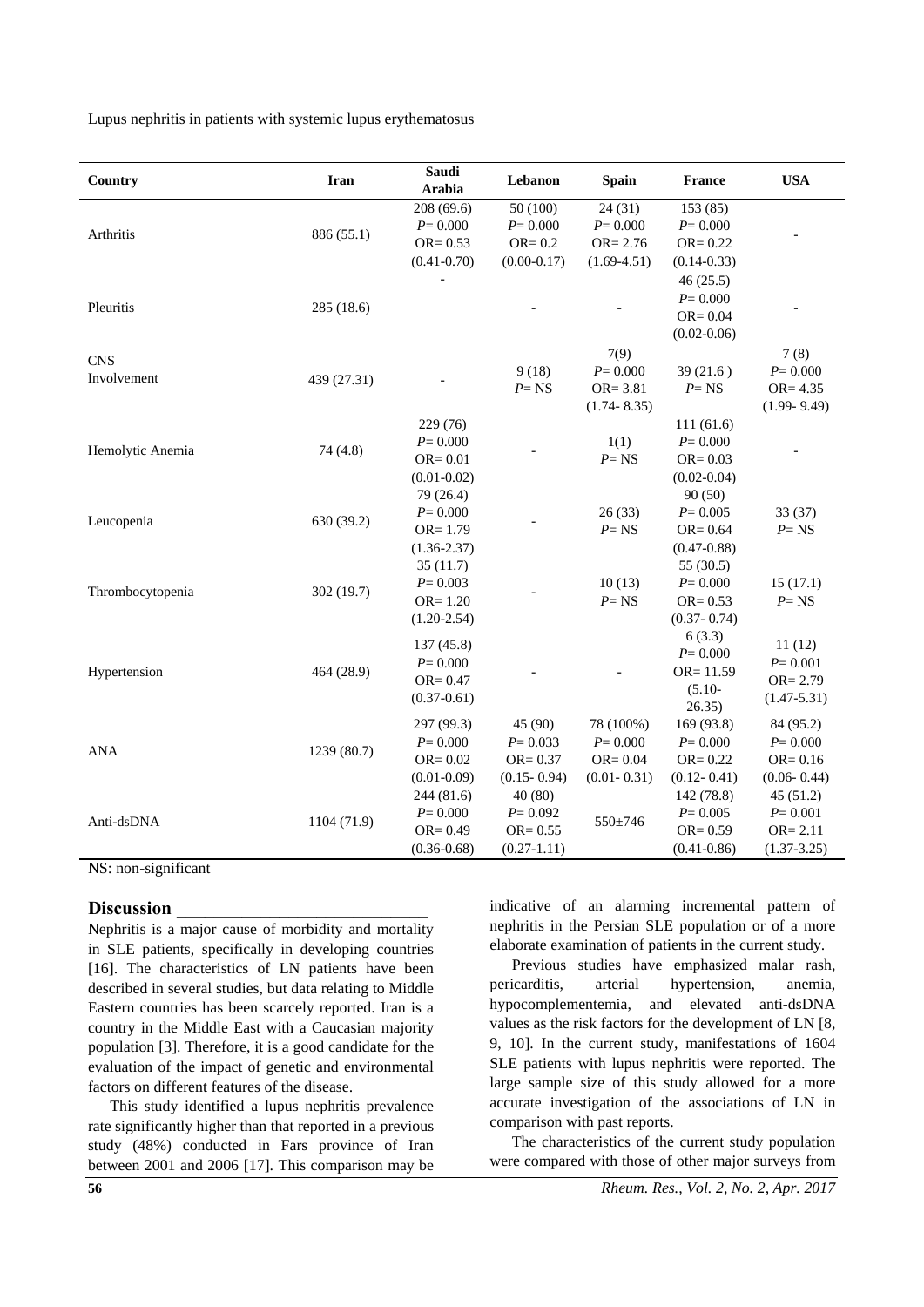Lupus nephritis in patients with systemic lupus erythematosus

| Country | Iran | Saudi Arabia | Lebanon | Spain | France | USA |
|---|---|---|---|---|---|---|
| Arthritis | 886 (55.1) | 208 (69.6) $P$= 0.000 OR= 0.53 (0.41-0.70) | 50 (100) $P$= 0.000 OR= 0.2 (0.00-0.17) | 24 (31) $P$= 0.000 OR= 2.76 (1.69-4.51) | 153 (85) $P$= 0.000 OR= 0.22 (0.14-0.33) | - |
| Pleuritis | 285 (18.6) | - | - | - | 46 (25.5) $P$= 0.000 OR= 0.04 (0.02-0.06) | - |
| CNS Involvement | 439 (27.31) | - | 9 (18) $P$= NS | 7(9) $P$= 0.000 OR= 3.81 (1.74- 8.35) | 39 (21.6 ) $P$= NS | 7 (8) $P$= 0.000 OR= 4.35 (1.99- 9.49) |
| Hemolytic Anemia | 74 (4.8) | 229 (76) $P$= 0.000 OR= 0.01 (0.01-0.02) | - | 1(1) $P$= NS | 111 (61.6) $P$= 0.000 OR= 0.03 (0.02-0.04) | - |
| Leucopenia | 630 (39.2) | 79 (26.4) $P$= 0.000 OR= 1.79 (1.36-2.37) | - | 26 (33) $P$= NS | 90 (50) $P$= 0.005 OR= 0.64 (0.47-0.88) | 33 (37) $P$= NS |
| Thrombocytopenia | 302 (19.7) | 35 (11.7) $P$= 0.003 OR= 1.20 (1.20-2.54) | - | 10 (13) $P$= NS | 55 (30.5) $P$= 0.000 OR= 0.53 (0.37- 0.74) | 15 (17.1) $P$= NS |
| Hypertension | 464 (28.9) | 137 (45.8) $P$= 0.000 OR= 0.47 (0.37-0.61) | - | - | 6 (3.3) $P$= 0.000 OR= 11.59 (5.10-26.35) | 11 (12) $P$= 0.001 OR= 2.79 (1.47-5.31) |
| ANA | 1239 (80.7) | 297 (99.3) $P$= 0.000 OR= 0.02 (0.01-0.09) | 45 (90) $P$= 0.033 OR= 0.37 (0.15- 0.94) | 78 (100%) $P$= 0.000 OR= 0.04 (0.01- 0.31) | 169 (93.8) $P$= 0.000 OR= 0.22 (0.12- 0.41) | 84 (95.2) $P$= 0.000 OR= 0.16 (0.06- 0.44) |
| Anti-dsDNA | 1104 (71.9) | 244 (81.6) $P$= 0.000 OR= 0.49 (0.36-0.68) | 40 (80) $P$= 0.092 OR= 0.55 (0.27-1.11) | 550±746 | 142 (78.8) $P$= 0.005 OR= 0.59 (0.41-0.86) | 45 (51.2) $P$= 0.001 OR= 2.11 (1.37-3.25) |

NS: non-significant

## Discussion

Nephritis is a major cause of morbidity and mortality in SLE patients, specifically in developing countries [16]. The characteristics of LN patients have been described in several studies, but data relating to Middle Eastern countries has been scarcely reported. Iran is a country in the Middle East with a Caucasian majority population [3]. Therefore, it is a good candidate for the evaluation of the impact of genetic and environmental factors on different features of the disease.

This study identified a lupus nephritis prevalence rate significantly higher than that reported in a previous study (48%) conducted in Fars province of Iran between 2001 and 2006 [17]. This comparison may be indicative of an alarming incremental pattern of nephritis in the Persian SLE population or of a more elaborate examination of patients in the current study.

Previous studies have emphasized malar rash, pericarditis, arterial hypertension, anemia, hypocomplementemia, and elevated anti-dsDNA values as the risk factors for the development of LN [8, 9, 10]. In the current study, manifestations of 1604 SLE patients with lupus nephritis were reported. The large sample size of this study allowed for a more accurate investigation of the associations of LN in comparison with past reports.

The characteristics of the current study population were compared with those of other major surveys from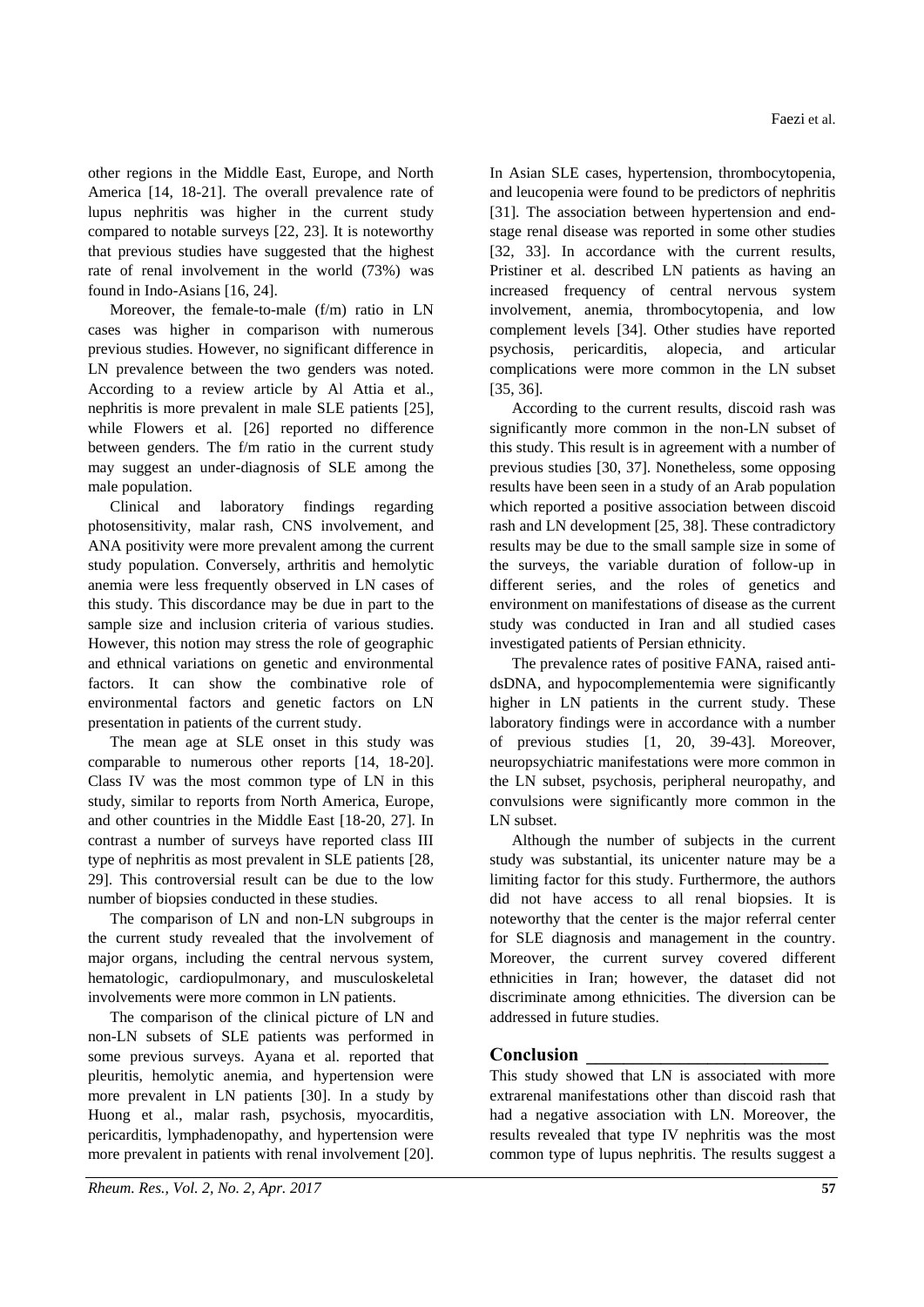other regions in the Middle East, Europe, and North America [14, 18-21]. The overall prevalence rate of lupus nephritis was higher in the current study compared to notable surveys [22, 23]. It is noteworthy that previous studies have suggested that the highest rate of renal involvement in the world (73%) was found in Indo-Asians [16, 24].

Moreover, the female-to-male (f/m) ratio in LN cases was higher in comparison with numerous previous studies. However, no significant difference in LN prevalence between the two genders was noted. According to a review article by Al Attia et al., nephritis is more prevalent in male SLE patients [25], while Flowers et al. [26] reported no difference between genders. The f/m ratio in the current study may suggest an under-diagnosis of SLE among the male population.

Clinical and laboratory findings regarding photosensitivity, malar rash, CNS involvement, and ANA positivity were more prevalent among the current study population. Conversely, arthritis and hemolytic anemia were less frequently observed in LN cases of this study. This discordance may be due in part to the sample size and inclusion criteria of various studies. However, this notion may stress the role of geographic and ethnical variations on genetic and environmental factors. It can show the combinative role of environmental factors and genetic factors on LN presentation in patients of the current study.

The mean age at SLE onset in this study was comparable to numerous other reports [14, 18-20]. Class IV was the most common type of LN in this study, similar to reports from North America, Europe, and other countries in the Middle East [18-20, 27]. In contrast a number of surveys have reported class III type of nephritis as most prevalent in SLE patients [28, 29]. This controversial result can be due to the low number of biopsies conducted in these studies.

The comparison of LN and non-LN subgroups in the current study revealed that the involvement of major organs, including the central nervous system, hematologic, cardiopulmonary, and musculoskeletal involvements were more common in LN patients.

The comparison of the clinical picture of LN and non-LN subsets of SLE patients was performed in some previous surveys. Ayana et al. reported that pleuritis, hemolytic anemia, and hypertension were more prevalent in LN patients [30]. In a study by Huong et al., malar rash, psychosis, myocarditis, pericarditis, lymphadenopathy, and hypertension were more prevalent in patients with renal involvement [20]. In Asian SLE cases, hypertension, thrombocytopenia, and leucopenia were found to be predictors of nephritis [31]. The association between hypertension and end-stage renal disease was reported in some other studies [32, 33]. In accordance with the current results, Pristiner et al. described LN patients as having an increased frequency of central nervous system involvement, anemia, thrombocytopenia, and low complement levels [34]. Other studies have reported psychosis, pericarditis, alopecia, and articular complications were more common in the LN subset [35, 36].

According to the current results, discoid rash was significantly more common in the non-LN subset of this study. This result is in agreement with a number of previous studies [30, 37]. Nonetheless, some opposing results have been seen in a study of an Arab population which reported a positive association between discoid rash and LN development [25, 38]. These contradictory results may be due to the small sample size in some of the surveys, the variable duration of follow-up in different series, and the roles of genetics and environment on manifestations of disease as the current study was conducted in Iran and all studied cases investigated patients of Persian ethnicity.

The prevalence rates of positive FANA, raised anti-dsDNA, and hypocomplementemia were significantly higher in LN patients in the current study. These laboratory findings were in accordance with a number of previous studies [1, 20, 39-43]. Moreover, neuropsychiatric manifestations were more common in the LN subset, psychosis, peripheral neuropathy, and convulsions were significantly more common in the LN subset.

Although the number of subjects in the current study was substantial, its unicenter nature may be a limiting factor for this study. Furthermore, the authors did not have access to all renal biopsies. It is noteworthy that the center is the major referral center for SLE diagnosis and management in the country. Moreover, the current survey covered different ethnicities in Iran; however, the dataset did not discriminate among ethnicities. The diversion can be addressed in future studies.

## Conclusion

This study showed that LN is associated with more extrarenal manifestations other than discoid rash that had a negative association with LN. Moreover, the results revealed that type IV nephritis was the most common type of lupus nephritis. The results suggest a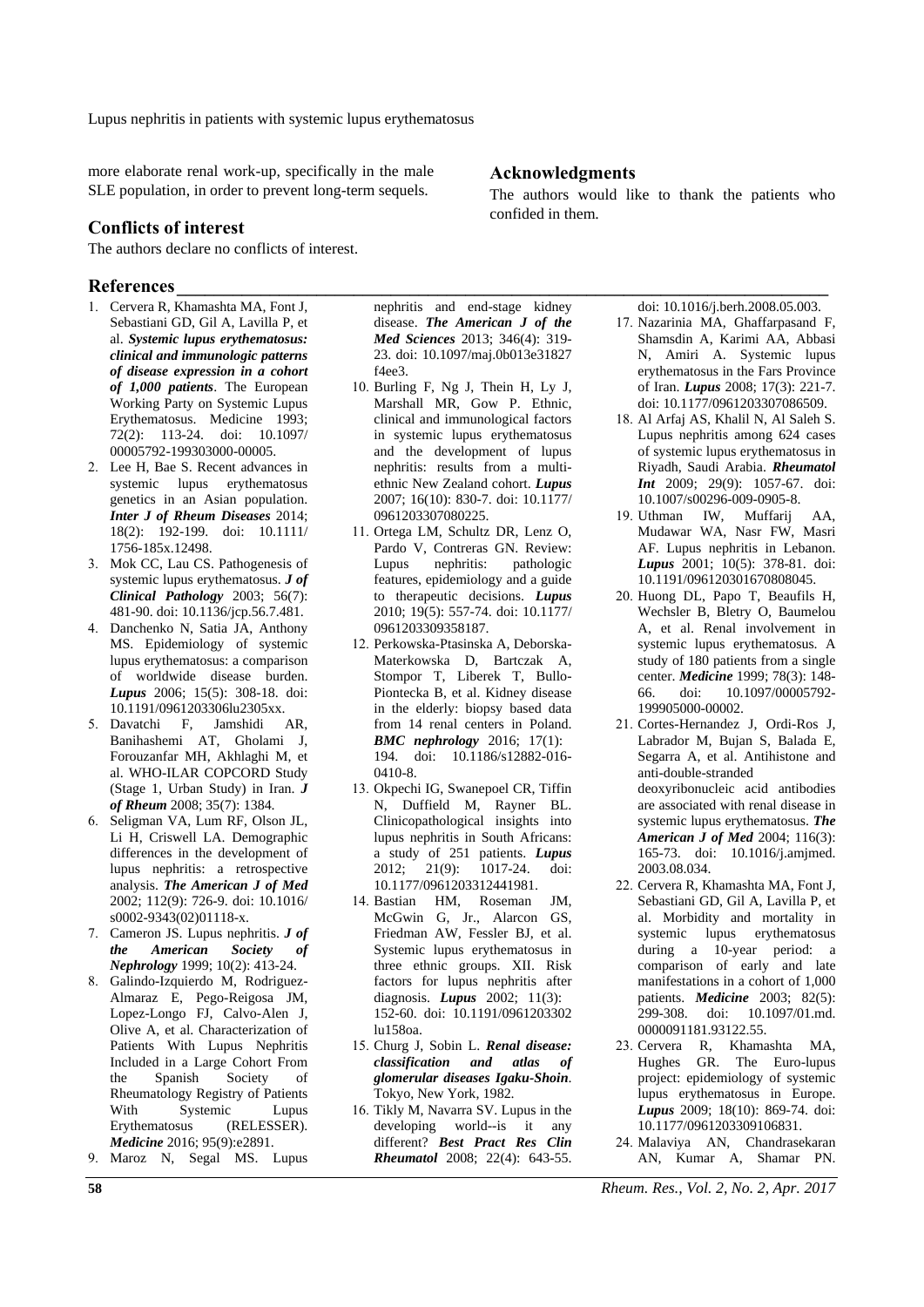more elaborate renal work-up, specifically in the male SLE population, in order to prevent long-term sequels.

## Conflicts of interest

The authors declare no conflicts of interest.

## Acknowledgments

The authors would like to thank the patients who confided in them.

## References

1. Cervera R, Khamashta MA, Font J, Sebastiani GD, Gil A, Lavilla P, et al. ***Systemic lupus erythematosus: clinical and immunologic patterns of disease expression in a cohort of 1,000 patients***. The European Working Party on Systemic Lupus Erythematosus. Medicine 1993; 72(2): 113-24. doi: 10.1097/00005792-199303000-00005.
2. Lee H, Bae S. Recent advances in systemic lupus erythematosus genetics in an Asian population. ***Inter J of Rheum Diseases*** 2014; 18(2): 192-199. doi: 10.1111/1756-185x.12498.
3. Mok CC, Lau CS. Pathogenesis of systemic lupus erythematosus. ***J of Clinical Pathology*** 2003; 56(7): 481-90. doi: 10.1136/jcp.56.7.481.
4. Danchenko N, Satia JA, Anthony MS. Epidemiology of systemic lupus erythematosus: a comparison of worldwide disease burden. ***Lupus*** 2006; 15(5): 308-18. doi: 10.1191/0961203306lu2305xx.
5. Davatchi F, Jamshidi AR, Banihashemi AT, Gholami J, Forouzanfar MH, Akhlaghi M, et al. WHO-ILAR COPCORD Study (Stage 1, Urban Study) in Iran. ***J of Rheum*** 2008; 35(7): 1384.
6. Seligman VA, Lum RF, Olson JL, Li H, Criswell LA. Demographic differences in the development of lupus nephritis: a retrospective analysis. ***The American J of Med*** 2002; 112(9): 726-9. doi: 10.1016/s0002-9343(02)01118-x.
7. Cameron JS. Lupus nephritis. ***J of the American Society of Nephrology*** 1999; 10(2): 413-24.
8. Galindo-Izquierdo M, Rodriguez-Almaraz E, Pego-Reigosa JM, Lopez-Longo FJ, Calvo-Alen J, Olive A, et al. Characterization of Patients With Lupus Nephritis Included in a Large Cohort From the Spanish Society of Rheumatology Registry of Patients With Systemic Lupus Erythematosus (RELESSER). ***Medicine*** 2016; 95(9):e2891.
9. Maroz N, Segal MS. Lupus nephritis and end-stage kidney disease. ***The American J of the Med Sciences*** 2013; 346(4): 319-23. doi: 10.1097/maj.0b013e31827f4ee3.
10. Burling F, Ng J, Thein H, Ly J, Marshall MR, Gow P. Ethnic, clinical and immunological factors in systemic lupus erythematosus and the development of lupus nephritis: results from a multi-ethnic New Zealand cohort. ***Lupus*** 2007; 16(10): 830-7. doi: 10.1177/0961203307080225.
11. Ortega LM, Schultz DR, Lenz O, Pardo V, Contreras GN. Review: Lupus nephritis: pathologic features, epidemiology and a guide to therapeutic decisions. ***Lupus*** 2010; 19(5): 557-74. doi: 10.1177/0961203309358187.
12. Perkowska-Ptasinska A, Deborska-Materkowska D, Bartczak A, Stompor T, Liberek T, Bullo-Piontecka B, et al. Kidney disease in the elderly: biopsy based data from 14 renal centers in Poland. ***BMC nephrology*** 2016; 17(1): 194. doi: 10.1186/s12882-016-0410-8.
13. Okpechi IG, Swanepoel CR, Tiffin N, Duffield M, Rayner BL. Clinicopathological insights into lupus nephritis in South Africans: a study of 251 patients. ***Lupus*** 2012; 21(9): 1017-24. doi: 10.1177/0961203312441981.
14. Bastian HM, Roseman JM, McGwin G, Jr., Alarcon GS, Friedman AW, Fessler BJ, et al. Systemic lupus erythematosus in three ethnic groups. XII. Risk factors for lupus nephritis after diagnosis. ***Lupus*** 2002; 11(3): 152-60. doi: 10.1191/0961203302lu158oa.
15. Churg J, Sobin L. ***Renal disease: classification and atlas of glomerular diseases Igaku-Shoin***. Tokyo, New York, 1982.
16. Tikly M, Navarra SV. Lupus in the developing world--is it any different? ***Best Pract Res Clin Rheumatol*** 2008; 22(4): 643-55. doi: 10.1016/j.berh.2008.05.003.
17. Nazarinia MA, Ghaffarpasand F, Shamsdin A, Karimi AA, Abbasi N, Amiri A. Systemic lupus erythematosus in the Fars Province of Iran. ***Lupus*** 2008; 17(3): 221-7. doi: 10.1177/0961203307086509.
18. Al Arfaj AS, Khalil N, Al Saleh S. Lupus nephritis among 624 cases of systemic lupus erythematosus in Riyadh, Saudi Arabia. ***Rheumatol Int*** 2009; 29(9): 1057-67. doi: 10.1007/s00296-009-0905-8.
19. Uthman IW, Muffarij AA, Mudawar WA, Nasr FW, Masri AF. Lupus nephritis in Lebanon. ***Lupus*** 2001; 10(5): 378-81. doi: 10.1191/096120301670808045.
20. Huong DL, Papo T, Beaufils H, Wechsler B, Bletry O, Baumelou A, et al. Renal involvement in systemic lupus erythematosus. A study of 180 patients from a single center. ***Medicine*** 1999; 78(3): 148-66. doi: 10.1097/00005792-199905000-00002.
21. Cortes-Hernandez J, Ordi-Ros J, Labrador M, Bujan S, Balada E, Segarra A, et al. Antihistone and anti-double-stranded deoxyribonucleic acid antibodies are associated with renal disease in systemic lupus erythematosus. ***The American J of Med*** 2004; 116(3): 165-73. doi: 10.1016/j.amjmed.2003.08.034.
22. Cervera R, Khamashta MA, Font J, Sebastiani GD, Gil A, Lavilla P, et al. Morbidity and mortality in systemic lupus erythematosus during a 10-year period: a comparison of early and late manifestations in a cohort of 1,000 patients. ***Medicine*** 2003; 82(5): 299-308. doi: 10.1097/01.md.0000091181.93122.55.
23. Cervera R, Khamashta MA, Hughes GR. The Euro-lupus project: epidemiology of systemic lupus erythematosus in Europe. ***Lupus*** 2009; 18(10): 869-74. doi: 10.1177/0961203309106831.
24. Malaviya AN, Chandrasekaran AN, Kumar A, Shamar PN.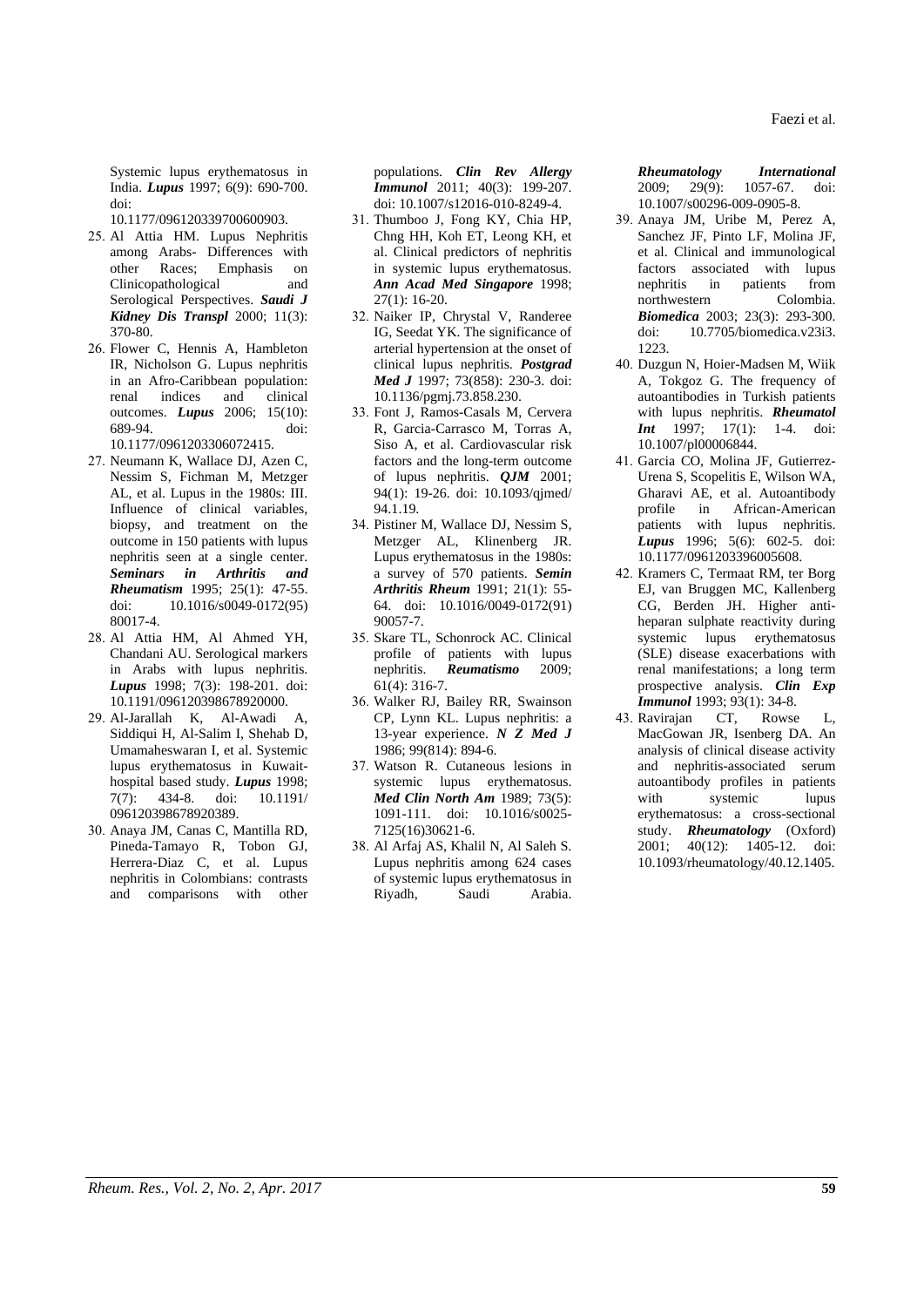Systemic lupus erythematosus in India. ***Lupus*** 1997; 6(9): 690-700. doi: 10.1177/096120339700600903.

25. Al Attia HM. Lupus Nephritis among Arabs- Differences with other Races; Emphasis on Clinicopathological and Serological Perspectives. ***Saudi J Kidney Dis Transpl*** 2000; 11(3): 370-80.
26. Flower C, Hennis A, Hambleton IR, Nicholson G. Lupus nephritis in an Afro-Caribbean population: renal indices and clinical outcomes. ***Lupus*** 2006; 15(10): 689-94. doi: 10.1177/0961203306072415.
27. Neumann K, Wallace DJ, Azen C, Nessim S, Fichman M, Metzger AL, et al. Lupus in the 1980s: III. Influence of clinical variables, biopsy, and treatment on the outcome in 150 patients with lupus nephritis seen at a single center. ***Seminars in Arthritis and Rheumatism*** 1995; 25(1): 47-55. doi: 10.1016/s0049-0172(95)80017-4.
28. Al Attia HM, Al Ahmed YH, Chandani AU. Serological markers in Arabs with lupus nephritis. ***Lupus*** 1998; 7(3): 198-201. doi: 10.1191/096120398678920000.
29. Al-Jarallah K, Al-Awadi A, Siddiqui H, Al-Salim I, Shehab D, Umamaheswaran I, et al. Systemic lupus erythematosus in Kuwait-hospital based study. ***Lupus*** 1998; 7(7): 434-8. doi: 10.1191/096120398678920389.
30. Anaya JM, Canas C, Mantilla RD, Pineda-Tamayo R, Tobon GJ, Herrera-Diaz C, et al. Lupus nephritis in Colombians: contrasts and comparisons with other populations. ***Clin Rev Allergy Immunol*** 2011; 40(3): 199-207. doi: 10.1007/s12016-010-8249-4.
31. Thumboo J, Fong KY, Chia HP, Chng HH, Koh ET, Leong KH, et al. Clinical predictors of nephritis in systemic lupus erythematosus. ***Ann Acad Med Singapore*** 1998; 27(1): 16-20.
32. Naiker IP, Chrystal V, Randeree IG, Seedat YK. The significance of arterial hypertension at the onset of clinical lupus nephritis. ***Postgrad Med J*** 1997; 73(858): 230-3. doi: 10.1136/pgmj.73.858.230.
33. Font J, Ramos-Casals M, Cervera R, Garcia-Carrasco M, Torras A, Siso A, et al. Cardiovascular risk factors and the long-term outcome of lupus nephritis. ***QJM*** 2001; 94(1): 19-26. doi: 10.1093/qjmed/94.1.19.
34. Pistiner M, Wallace DJ, Nessim S, Metzger AL, Klinenberg JR. Lupus erythematosus in the 1980s: a survey of 570 patients. ***Semin Arthritis Rheum*** 1991; 21(1): 55-64. doi: 10.1016/0049-0172(91)90057-7.
35. Skare TL, Schonrock AC. Clinical profile of patients with lupus nephritis. ***Reumatismo*** 2009; 61(4): 316-7.
36. Walker RJ, Bailey RR, Swainson CP, Lynn KL. Lupus nephritis: a 13-year experience. ***N Z Med J*** 1986; 99(814): 894-6.
37. Watson R. Cutaneous lesions in systemic lupus erythematosus. ***Med Clin North Am*** 1989; 73(5): 1091-111. doi: 10.1016/s0025-7125(16)30621-6.
38. Al Arfaj AS, Khalil N, Al Saleh S. Lupus nephritis among 624 cases of systemic lupus erythematosus in Riyadh, Saudi Arabia. ***Rheumatology International*** 2009; 29(9): 1057-67. doi: 10.1007/s00296-009-0905-8.
39. Anaya JM, Uribe M, Perez A, Sanchez JF, Pinto LF, Molina JF, et al. Clinical and immunological factors associated with lupus nephritis in patients from northwestern Colombia. ***Biomedica*** 2003; 23(3): 293-300. doi: 10.7705/biomedica.v23i3.1223.
40. Duzgun N, Hoier-Madsen M, Wiik A, Tokgoz G. The frequency of autoantibodies in Turkish patients with lupus nephritis. ***Rheumatol Int*** 1997; 17(1): 1-4. doi: 10.1007/pl00006844.
41. Garcia CO, Molina JF, Gutierrez-Urena S, Scopelitis E, Wilson WA, Gharavi AE, et al. Autoantibody profile in African-American patients with lupus nephritis. ***Lupus*** 1996; 5(6): 602-5. doi: 10.1177/096120339600560 8.
42. Kramers C, Termaat RM, ter Borg EJ, van Bruggen MC, Kallenberg CG, Berden JH. Higher anti-heparan sulphate reactivity during systemic lupus erythematosus (SLE) disease exacerbations with renal manifestations; a long term prospective analysis. ***Clin Exp Immunol*** 1993; 93(1): 34-8.
43. Ravirajan CT, Rowse L, MacGowan JR, Isenberg DA. An analysis of clinical disease activity and nephritis-associated serum autoantibody profiles in patients with systemic lupus erythematosus: a cross-sectional study. ***Rheumatology*** (Oxford) 2001; 40(12): 1405-12. doi: 10.1093/rheumatology/40.12.1405.